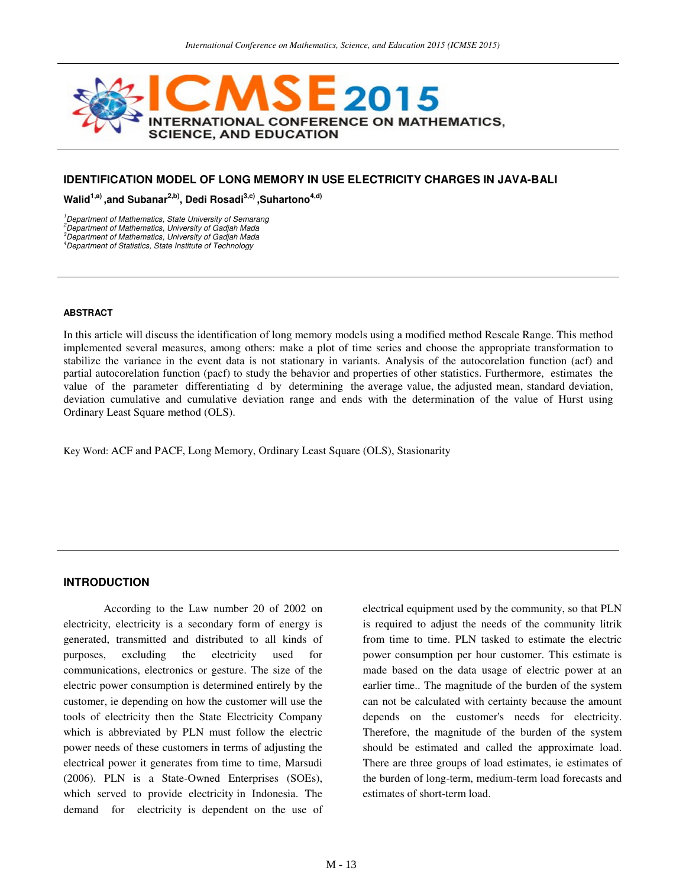# IDENTIFICATION MODEL OF LONG MEMORY IN USE ELECTRICITY CHARGES IN JAVA-BALI

**Walid[1,a] ,and Subanar[2,b], Dedi Rosadi[3,c] ,Suhartono[4,d]**

*[1]Department of Mathematics, State University of Semarang*
*[2]Department of Mathematics, University of Gadjah Mada*
*[3]Department of Mathematics, University of Gadjah Mada*
*[4]Department of Statistics, State Institute of Technology*

## ABSTRACT

In this article will discuss the identification of long memory models using a modified method Rescale Range. This method implemented several measures, among others: make a plot of time series and choose the appropriate transformation to stabilize the variance in the event data is not stationary in variants. Analysis of the autocorelation function (acf) and partial autocorelation function (pacf) to study the behavior and properties of other statistics. Furthermore, estimates the value of the parameter differentiating d by determining the average value, the adjusted mean, standard deviation, deviation cumulative and cumulative deviation range and ends with the determination of the value of Hurst using Ordinary Least Square method (OLS).

Key Word: ACF and PACF, Long Memory, Ordinary Least Square (OLS), Stasionarity

## INTRODUCTION

According to the Law number 20 of 2002 on electricity, electricity is a secondary form of energy is generated, transmitted and distributed to all kinds of purposes, excluding the electricity used for communications, electronics or gesture. The size of the electric power consumption is determined entirely by the customer, ie depending on how the customer will use the tools of electricity then the State Electricity Company which is abbreviated by PLN must follow the electric power needs of these customers in terms of adjusting the electrical power it generates from time to time, Marsudi (2006). PLN is a State-Owned Enterprises (SOEs), which served to provide electricity in Indonesia. The demand for electricity is dependent on the use of electrical equipment used by the community, so that PLN is required to adjust the needs of the community litrik from time to time. PLN tasked to estimate the electric power consumption per hour customer. This estimate is made based on the data usage of electric power at an earlier time.. The magnitude of the burden of the system can not be calculated with certainty because the amount depends on the customer's needs for electricity. Therefore, the magnitude of the burden of the system should be estimated and called the approximate load. There are three groups of load estimates, ie estimates of the burden of long-term, medium-term load forecasts and estimates of short-term load.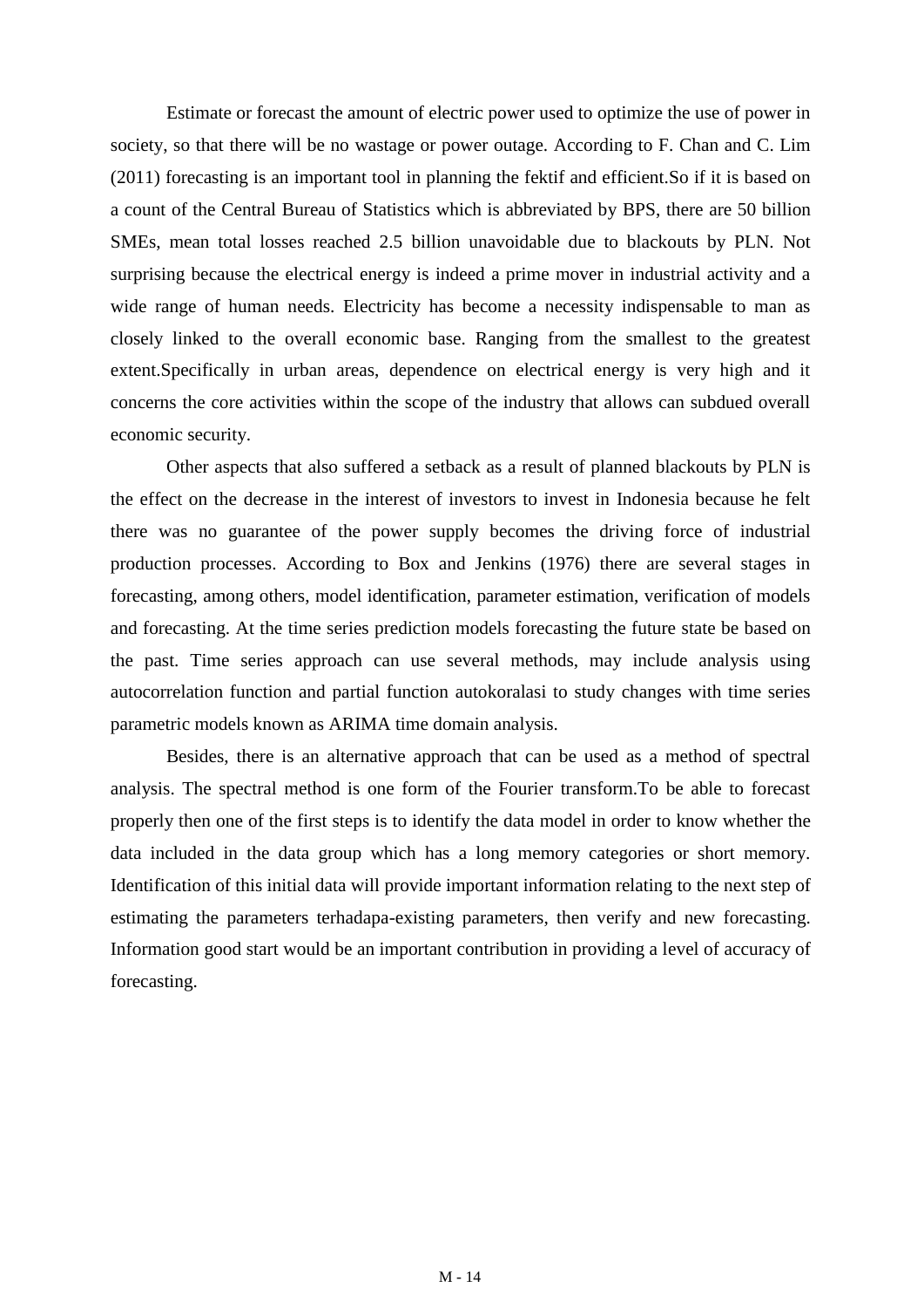Estimate or forecast the amount of electric power used to optimize the use of power in society, so that there will be no wastage or power outage. According to F. Chan and C. Lim (2011) forecasting is an important tool in planning the fektif and efficient.So if it is based on a count of the Central Bureau of Statistics which is abbreviated by BPS, there are 50 billion SMEs, mean total losses reached 2.5 billion unavoidable due to blackouts by PLN. Not surprising because the electrical energy is indeed a prime mover in industrial activity and a wide range of human needs. Electricity has become a necessity indispensable to man as closely linked to the overall economic base. Ranging from the smallest to the greatest extent.Specifically in urban areas, dependence on electrical energy is very high and it concerns the core activities within the scope of the industry that allows can subdued overall economic security.

Other aspects that also suffered a setback as a result of planned blackouts by PLN is the effect on the decrease in the interest of investors to invest in Indonesia because he felt there was no guarantee of the power supply becomes the driving force of industrial production processes. According to Box and Jenkins (1976) there are several stages in forecasting, among others, model identification, parameter estimation, verification of models and forecasting. At the time series prediction models forecasting the future state be based on the past. Time series approach can use several methods, may include analysis using autocorrelation function and partial function autokoralasi to study changes with time series parametric models known as ARIMA time domain analysis.

Besides, there is an alternative approach that can be used as a method of spectral analysis. The spectral method is one form of the Fourier transform.To be able to forecast properly then one of the first steps is to identify the data model in order to know whether the data included in the data group which has a long memory categories or short memory. Identification of this initial data will provide important information relating to the next step of estimating the parameters terhadapa-existing parameters, then verify and new forecasting. Information good start would be an important contribution in providing a level of accuracy of forecasting.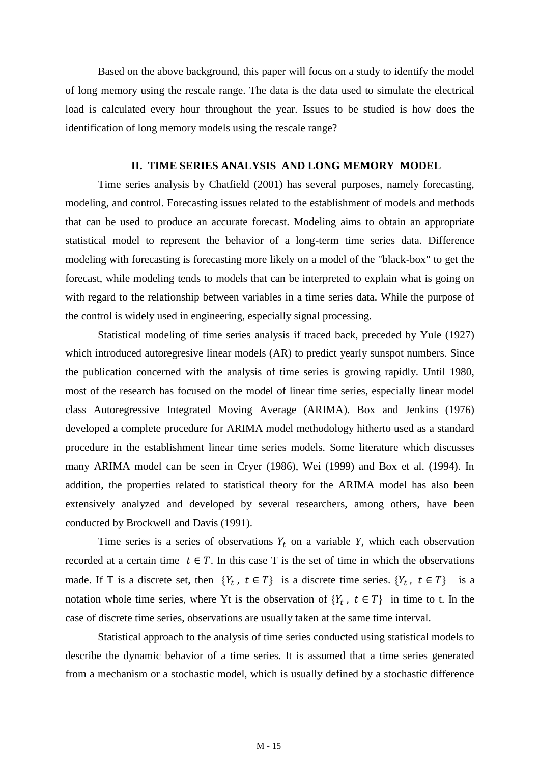Based on the above background, this paper will focus on a study to identify the model of long memory using the rescale range. The data is the data used to simulate the electrical load is calculated every hour throughout the year. Issues to be studied is how does the identification of long memory models using the rescale range?

## II. TIME SERIES ANALYSIS AND LONG MEMORY MODEL

Time series analysis by Chatfield (2001) has several purposes, namely forecasting, modeling, and control. Forecasting issues related to the establishment of models and methods that can be used to produce an accurate forecast. Modeling aims to obtain an appropriate statistical model to represent the behavior of a long-term time series data. Difference modeling with forecasting is forecasting more likely on a model of the "black-box" to get the forecast, while modeling tends to models that can be interpreted to explain what is going on with regard to the relationship between variables in a time series data. While the purpose of the control is widely used in engineering, especially signal processing.

Statistical modeling of time series analysis if traced back, preceded by Yule (1927) which introduced autoregresive linear models (AR) to predict yearly sunspot numbers. Since the publication concerned with the analysis of time series is growing rapidly. Until 1980, most of the research has focused on the model of linear time series, especially linear model class Autoregressive Integrated Moving Average (ARIMA). Box and Jenkins (1976) developed a complete procedure for ARIMA model methodology hitherto used as a standard procedure in the establishment linear time series models. Some literature which discusses many ARIMA model can be seen in Cryer (1986), Wei (1999) and Box et al. (1994). In addition, the properties related to statistical theory for the ARIMA model has also been extensively analyzed and developed by several researchers, among others, have been conducted by Brockwell and Davis (1991).

Time series is a series of observations $Y_t$ on a variable $Y$, which each observation recorded at a certain time $t \in T$. In this case T is the set of time in which the observations made. If T is a discrete set, then $\{Y_t\ ,\ t \in T\}$ is a discrete time series. $\{Y_t\ ,\ t \in T\}$ is a notation whole time series, where Yt is the observation of $\{Y_t\ ,\ t \in T\}$ in time to t. In the case of discrete time series, observations are usually taken at the same time interval.

Statistical approach to the analysis of time series conducted using statistical models to describe the dynamic behavior of a time series. It is assumed that a time series generated from a mechanism or a stochastic model, which is usually defined by a stochastic difference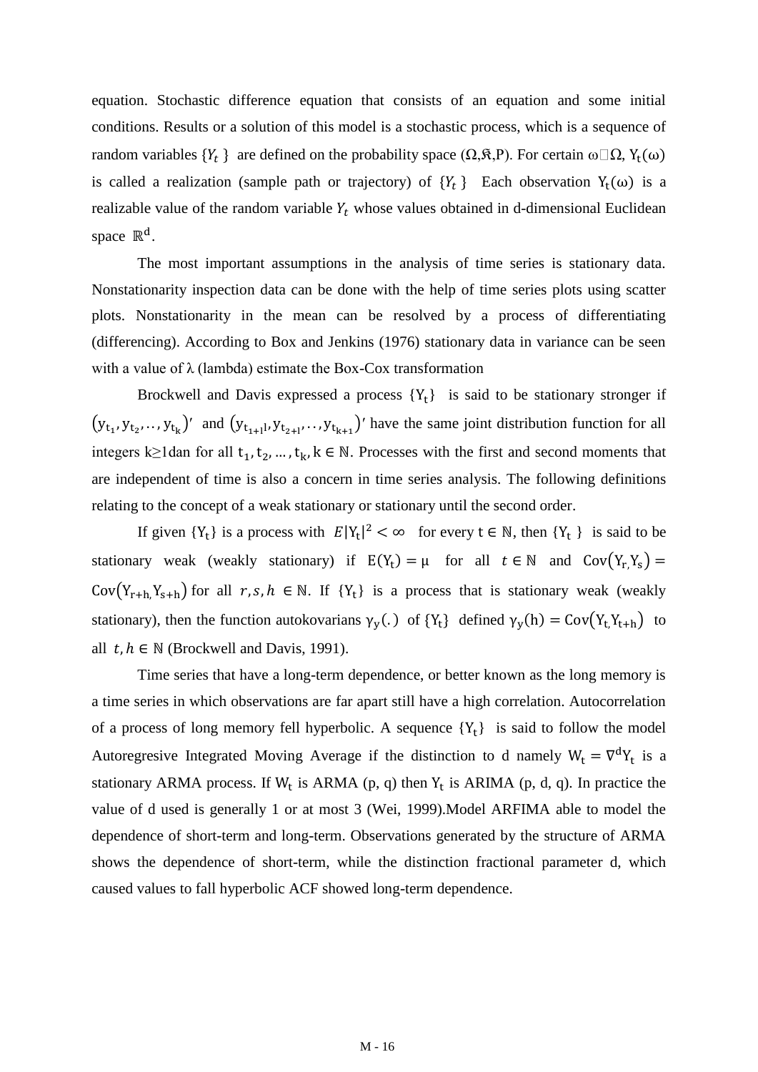equation. Stochastic difference equation that consists of an equation and some initial conditions. Results or a solution of this model is a stochastic process, which is a sequence of random variables $\{Y_t\}$ are defined on the probability space $(\Omega, \mathfrak{K}, P)$. For certain $\omega \square \Omega$, $Y_t(\omega)$ is called a realization (sample path or trajectory) of $\{Y_t\}$ Each observation $Y_t(\omega)$ is a realizable value of the random variable $Y_t$ whose values obtained in d-dimensional Euclidean space $\mathbb{R}^d$.

The most important assumptions in the analysis of time series is stationary data. Nonstationarity inspection data can be done with the help of time series plots using scatter plots. Nonstationarity in the mean can be resolved by a process of differentiating (differencing). According to Box and Jenkins (1976) stationary data in variance can be seen with a value of λ (lambda) estimate the Box-Cox transformation

Brockwell and Davis expressed a process $\{Y_t\}$ is said to be stationary stronger if $(y_{t_1}, y_{t_2}, .., y_{t_k})'$ and $(y_{t_{1+1}l}, y_{t_{2+l}}, .., y_{t_{k+1}})'$ have the same joint distribution function for all integers k≥1dan for all $t_1, t_2, \ldots, t_k, k \in \mathbb{N}$. Processes with the first and second moments that are independent of time is also a concern in time series analysis. The following definitions relating to the concept of a weak stationary or stationary until the second order.

If given $\{Y_t\}$ is a process with $E|Y_t|^2 < \infty$ for every $t \in \mathbb{N}$, then $\{Y_t\}$ is said to be stationary weak (weakly stationary) if $E(Y_t) = \mu$ for all $t \in \mathbb{N}$ and $Cov(Y_{r,} Y_s) = Cov(Y_{r+h,} Y_{s+h})$ for all $r, s, h \in \mathbb{N}$. If $\{Y_t\}$ is a process that is stationary weak (weakly stationary), then the function autokovarians $\gamma_y(.)$ of $\{Y_t\}$ defined $\gamma_y(h) = Cov(Y_{t,} Y_{t+h})$ to all $t, h \in \mathbb{N}$ (Brockwell and Davis, 1991).

Time series that have a long-term dependence, or better known as the long memory is a time series in which observations are far apart still have a high correlation. Autocorrelation of a process of long memory fell hyperbolic. A sequence $\{Y_t\}$ is said to follow the model Autoregresive Integrated Moving Average if the distinction to d namely $W_t = \nabla^d Y_t$ is a stationary ARMA process. If $W_t$ is ARMA (p, q) then $Y_t$ is ARIMA (p, d, q). In practice the value of d used is generally 1 or at most 3 (Wei, 1999).Model ARFIMA able to model the dependence of short-term and long-term. Observations generated by the structure of ARMA shows the dependence of short-term, while the distinction fractional parameter d, which caused values to fall hyperbolic ACF showed long-term dependence.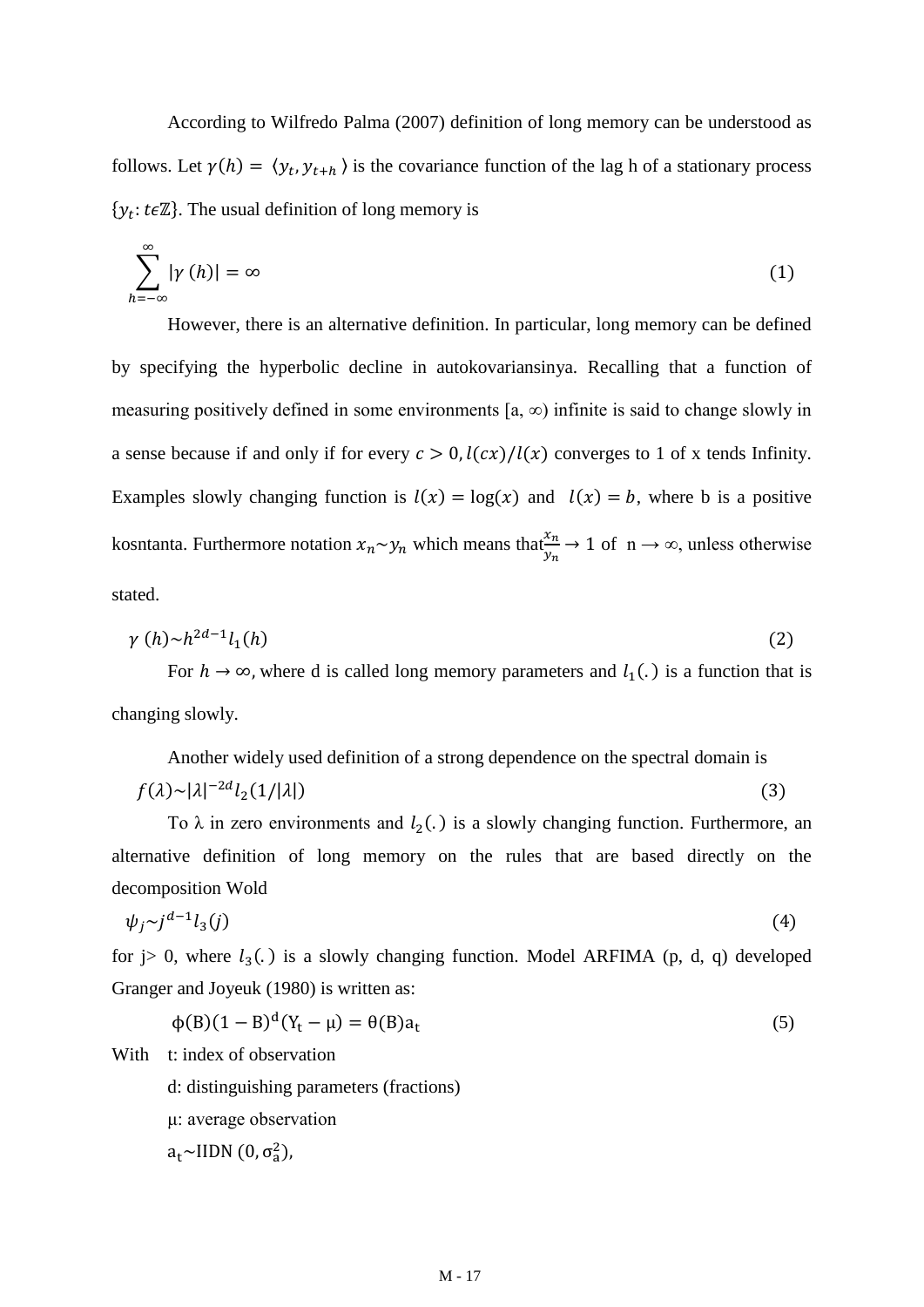According to Wilfredo Palma (2007) definition of long memory can be understood as follows. Let $\gamma(h) = \langle y_t, y_{t+h} \rangle$ is the covariance function of the lag h of a stationary process $\{y_t: t\epsilon\mathbb{Z}\}$. The usual definition of long memory is

$$\sum_{h=-\infty}^{\infty} |\gamma(h)| = \infty \tag{1}$$

However, there is an alternative definition. In particular, long memory can be defined by specifying the hyperbolic decline in autokovariansinya. Recalling that a function of measuring positively defined in some environments [a, ∞) infinite is said to change slowly in a sense because if and only if for every $c > 0, l(cx)/l(x)$ converges to 1 of x tends Infinity. Examples slowly changing function is $l(x) = \log(x)$ and $l(x) = b$, where b is a positive kosntanta. Furthermore notation $x_n \sim y_n$ which means that $\frac{x_n}{y_n} \to 1$ of $n \to \infty$, unless otherwise stated.

$$\gamma(h) \sim h^{2d-1} l_1(h) \tag{2}$$

For $h \to \infty$, where d is called long memory parameters and $l_1(.)$ is a function that is changing slowly.

Another widely used definition of a strong dependence on the spectral domain is

$$f(\lambda) \sim |\lambda|^{-2d} l_2(1/|\lambda|) \tag{3}$$

To λ in zero environments and $l_2(.)$ is a slowly changing function. Furthermore, an alternative definition of long memory on the rules that are based directly on the decomposition Wold

$$\psi_j \sim j^{d-1} l_3(j) \tag{4}$$

for j> 0, where $l_3(.)$ is a slowly changing function. Model ARFIMA (p, d, q) developed Granger and Joyeuk (1980) is written as:

$$\phi(B)(1 - B)^d (Y_t - \mu) = \theta(B) a_t \tag{5}$$

With t: index of observation

d: distinguishing parameters (fractions)

μ: average observation

$a_t \sim \text{IIDN}(0, \sigma_a^2)$,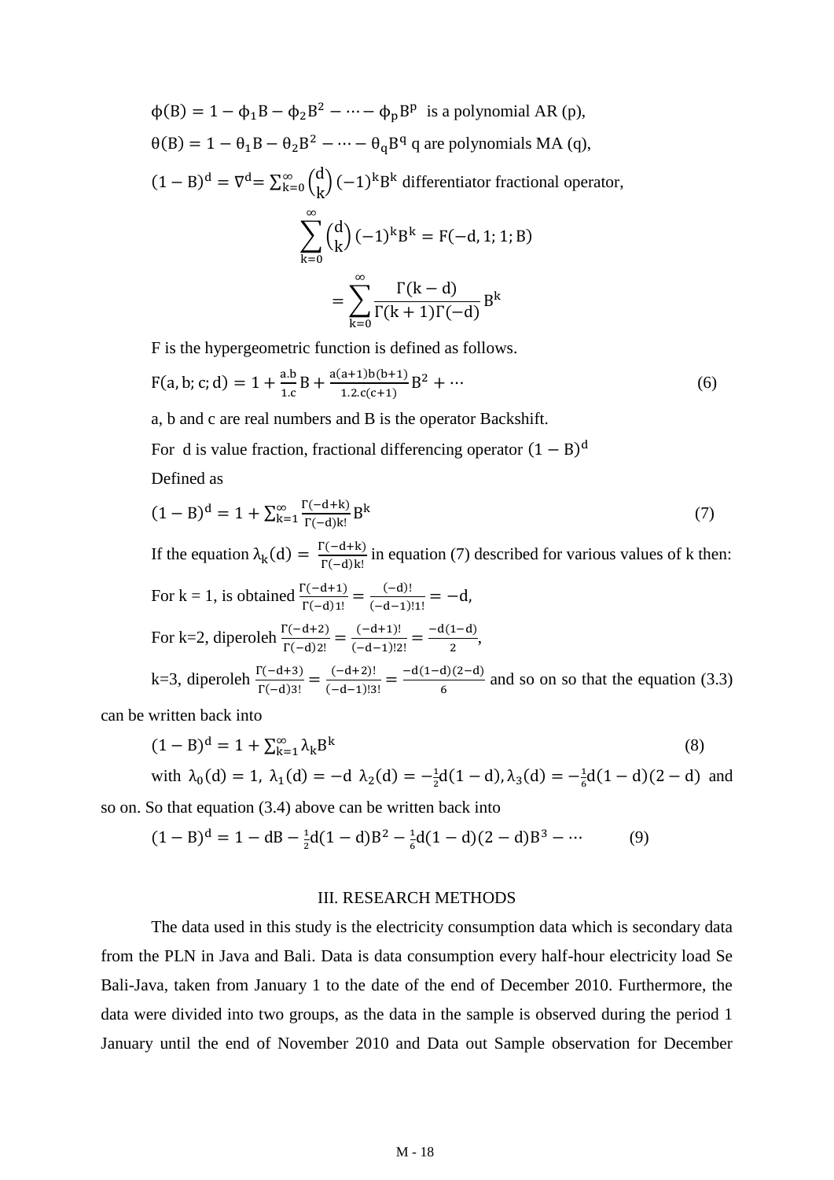$\phi(B) = 1 - \phi_1 B - \phi_2 B^2 - \cdots - \phi_p B^p$ is a polynomial AR (p),

$\theta(B) = 1 - \theta_1 B - \theta_2 B^2 - \cdots - \theta_q B^q$ q are polynomials MA (q),

$(1 - B)^d = \nabla^d = \sum_{k=0}^{\infty} \binom{d}{k} (-1)^k B^k$ differentiator fractional operator,

$$\sum_{k=0}^{\infty} \binom{d}{k} (-1)^k B^k = F(-d, 1; 1; B)$$

$$= \sum_{k=0}^{\infty} \frac{\Gamma(k-d)}{\Gamma(k+1)\Gamma(-d)} B^k$$

F is the hypergeometric function is defined as follows.

$$F(a, b; c; d) = 1 + \frac{a.b}{1.c} B + \frac{a(a+1)b(b+1)}{1.2.c(c+1)} B^2 + \cdots \tag{6}$$

a, b and c are real numbers and B is the operator Backshift.

For d is value fraction, fractional differencing operator $(1 - B)^d$

Defined as

$$(1 - B)^d = 1 + \sum_{k=1}^{\infty} \frac{\Gamma(-d+k)}{\Gamma(-d)k!} B^k \tag{7}$$

If the equation $\lambda_k(d) = \frac{\Gamma(-d+k)}{\Gamma(-d)k!}$ in equation (7) described for various values of k then:

For k = 1, is obtained $\frac{\Gamma(-d+1)}{\Gamma(-d)1!} = \frac{(-d)!}{(-d-1)!1!} = -d$,

For k=2, diperoleh $\frac{\Gamma(-d+2)}{\Gamma(-d)2!} = \frac{(-d+1)!}{(-d-1)!2!} = \frac{-d(1-d)}{2}$,

k=3, diperoleh $\frac{\Gamma(-d+3)}{\Gamma(-d)3!} = \frac{(-d+2)!}{(-d-1)!3!} = \frac{-d(1-d)(2-d)}{6}$ and so on so that the equation (3.3) can be written back into

$$(1 - B)^d = 1 + \sum_{k=1}^{\infty} \lambda_k B^k \tag{8}$$

with $\lambda_0(d) = 1$, $\lambda_1(d) = -d$ $\lambda_2(d) = -\frac{1}{2}d(1-d)$, $\lambda_3(d) = -\frac{1}{6}d(1-d)(2-d)$ and so on. So that equation (3.4) above can be written back into

$$(1 - B)^d = 1 - dB - \tfrac{1}{2}d(1-d)B^2 - \tfrac{1}{6}d(1-d)(2-d)B^3 - \cdots \tag{9}$$

## III. RESEARCH METHODS

The data used in this study is the electricity consumption data which is secondary data from the PLN in Java and Bali. Data is data consumption every half-hour electricity load Se Bali-Java, taken from January 1 to the date of the end of December 2010. Furthermore, the data were divided into two groups, as the data in the sample is observed during the period 1 January until the end of November 2010 and Data out Sample observation for December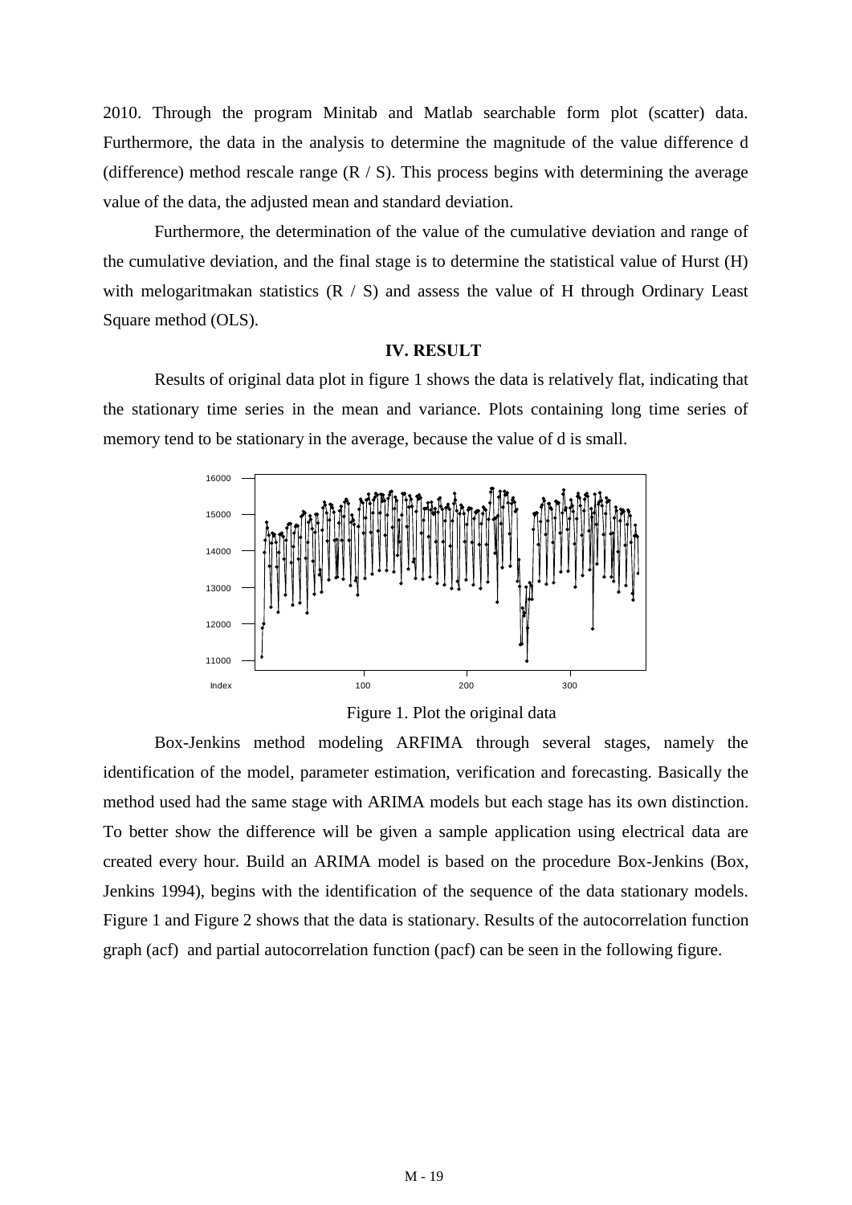2010. Through the program Minitab and Matlab searchable form plot (scatter) data. Furthermore, the data in the analysis to determine the magnitude of the value difference d (difference) method rescale range (R / S). This process begins with determining the average value of the data, the adjusted mean and standard deviation.

Furthermore, the determination of the value of the cumulative deviation and range of the cumulative deviation, and the final stage is to determine the statistical value of Hurst (H) with melogaritmakan statistics (R / S) and assess the value of H through Ordinary Least Square method (OLS).

## IV. RESULT

Results of original data plot in figure 1 shows the data is relatively flat, indicating that the stationary time series in the mean and variance. Plots containing long time series of memory tend to be stationary in the average, because the value of d is small.

16000
15000
14000
13000
12000
11000
Index
100
200
300

Figure 1. Plot the original data

Box-Jenkins method modeling ARFIMA through several stages, namely the identification of the model, parameter estimation, verification and forecasting. Basically the method used had the same stage with ARIMA models but each stage has its own distinction. To better show the difference will be given a sample application using electrical data are created every hour. Build an ARIMA model is based on the procedure Box-Jenkins (Box, Jenkins 1994), begins with the identification of the sequence of the data stationary models. Figure 1 and Figure 2 shows that the data is stationary. Results of the autocorrelation function graph (acf) and partial autocorrelation function (pacf) can be seen in the following figure.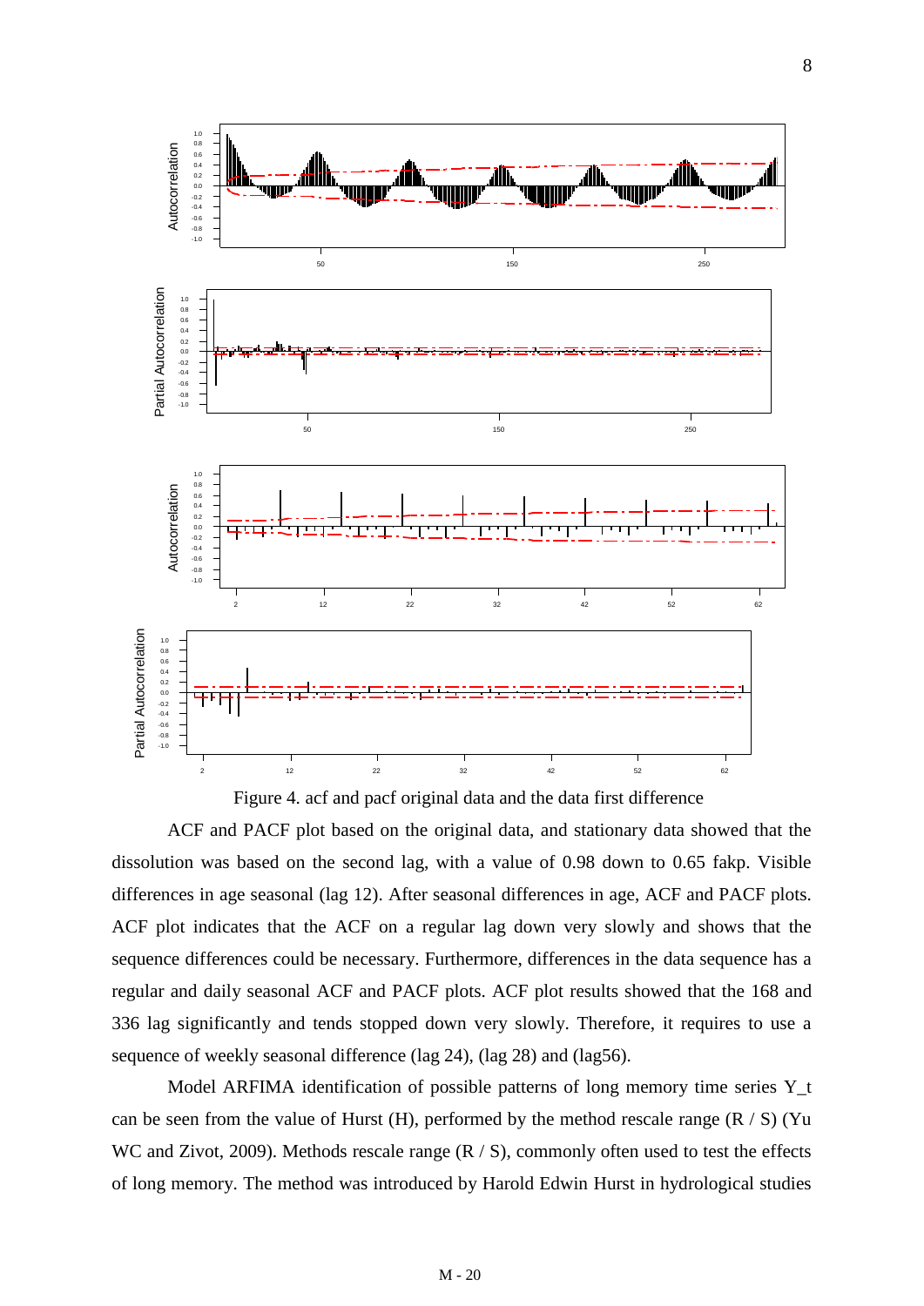Autocorrelation

1.0
0.8
0.6
0.4
0.2
0.0
-0.2
-0.4
-0.6
-0.8
-1.0

50
150
250

Partial Autocorrelation

1.0
0.8
0.6
0.4
0.2
0.0
-0.2
-0.4
-0.6
-0.8
-1.0

50
150
250

Autocorrelation

1.0
0.8
0.6
0.4
0.2
0.0
-0.2
-0.4
-0.6
-0.8
-1.0

2
12
22
32
42
52
62

Partial Autocorrelation

1.0
0.8
0.6
0.4
0.2
0.0
-0.2
-0.4
-0.6
-0.8
-1.0

2
12
22
32
42
52
62

Figure 4. acf and pacf original data and the data first difference

ACF and PACF plot based on the original data, and stationary data showed that the dissolution was based on the second lag, with a value of 0.98 down to 0.65 fakp. Visible differences in age seasonal (lag 12). After seasonal differences in age, ACF and PACF plots. ACF plot indicates that the ACF on a regular lag down very slowly and shows that the sequence differences could be necessary. Furthermore, differences in the data sequence has a regular and daily seasonal ACF and PACF plots. ACF plot results showed that the 168 and 336 lag significantly and tends stopped down very slowly. Therefore, it requires to use a sequence of weekly seasonal difference (lag 24), (lag 28) and (lag56).

Model ARFIMA identification of possible patterns of long memory time series $Y_t$ can be seen from the value of Hurst (H), performed by the method rescale range (R / S) (Yu WC and Zivot, 2009). Methods rescale range (R / S), commonly often used to test the effects of long memory. The method was introduced by Harold Edwin Hurst in hydrological studies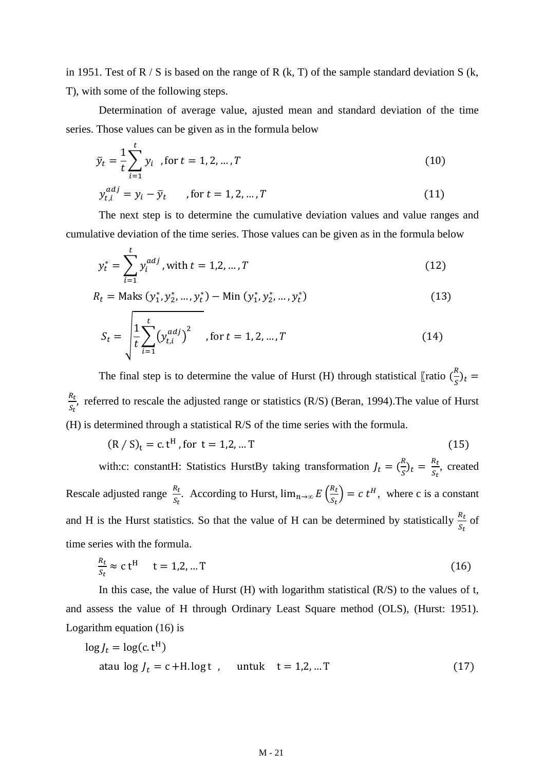in 1951. Test of R / S is based on the range of R (k, T) of the sample standard deviation S (k, T), with some of the following steps.

Determination of average value, ajusted mean and standard deviation of the time series. Those values can be given as in the formula below

$$\bar{y}_t = \frac{1}{t}\sum_{i=1}^{t} y_i \quad \text{, for } t = 1, 2, \ldots, T \tag{10}$$

$$y_{t,i}^{adj} = y_i - \bar{y}_t \qquad \text{, for } t = 1, 2, \ldots, T \tag{11}$$

The next step is to determine the cumulative deviation values and value ranges and cumulative deviation of the time series. Those values can be given as in the formula below

$$y_t^* = \sum_{i=1}^{t} y_i^{adj} \text{, with } t = 1,2, \ldots, T \tag{12}$$

$$R_t = \text{Maks}\,(y_1^*, y_2^*, \ldots, y_t^*) - \text{Min}\,(y_1^*, y_2^*, \ldots, y_t^*) \tag{13}$$

$$S_t = \sqrt{\frac{1}{t}\sum_{i=1}^{t}\left(y_{t,i}^{adj}\right)^2} \quad \text{, for } t = 1, 2, \ldots, T \tag{14}$$

The final step is to determine the value of Hurst (H) through statistical 〚ratio $(\frac{R}{S})_t = \frac{R_t}{S_t}$, referred to rescale the adjusted range or statistics (R/S) (Beran, 1994).The value of Hurst (H) is determined through a statistical R/S of the time series with the formula.

$$(\mathrm{R} / \mathrm{S})_{\mathrm{t}} = \mathrm{c.\,t^H} \text{, for } \mathrm{t} = 1,2, \ldots \mathrm{T} \tag{15}$$

with:c: constantH: Statistics HurstBy taking transformation $J_t = (\frac{R}{S})_t = \frac{R_t}{S_t}$, created Rescale adjusted range $\frac{R_t}{S_t}$. According to Hurst, $\lim_{n\to\infty} E\left(\frac{R_t}{S_t}\right) = c\, t^H$, where c is a constant and H is the Hurst statistics. So that the value of H can be determined by statistically $\frac{R_t}{S_t}$ of time series with the formula.

$$\frac{R_t}{S_t} \approx \mathrm{c\,t^H} \quad \mathrm{t} = 1,2, \ldots \mathrm{T} \tag{16}$$

In this case, the value of Hurst (H) with logarithm statistical (R/S) to the values of t, and assess the value of H through Ordinary Least Square method (OLS), (Hurst: 1951). Logarithm equation (16) is

$$\log J_t = \log(\mathrm{c.\,t^H})$$

$$\text{atau } \log J_t = \mathrm{c} + \mathrm{H.}\log \mathrm{t} \;, \quad \text{untuk} \quad \mathrm{t} = 1,2, \ldots \mathrm{T} \tag{17}$$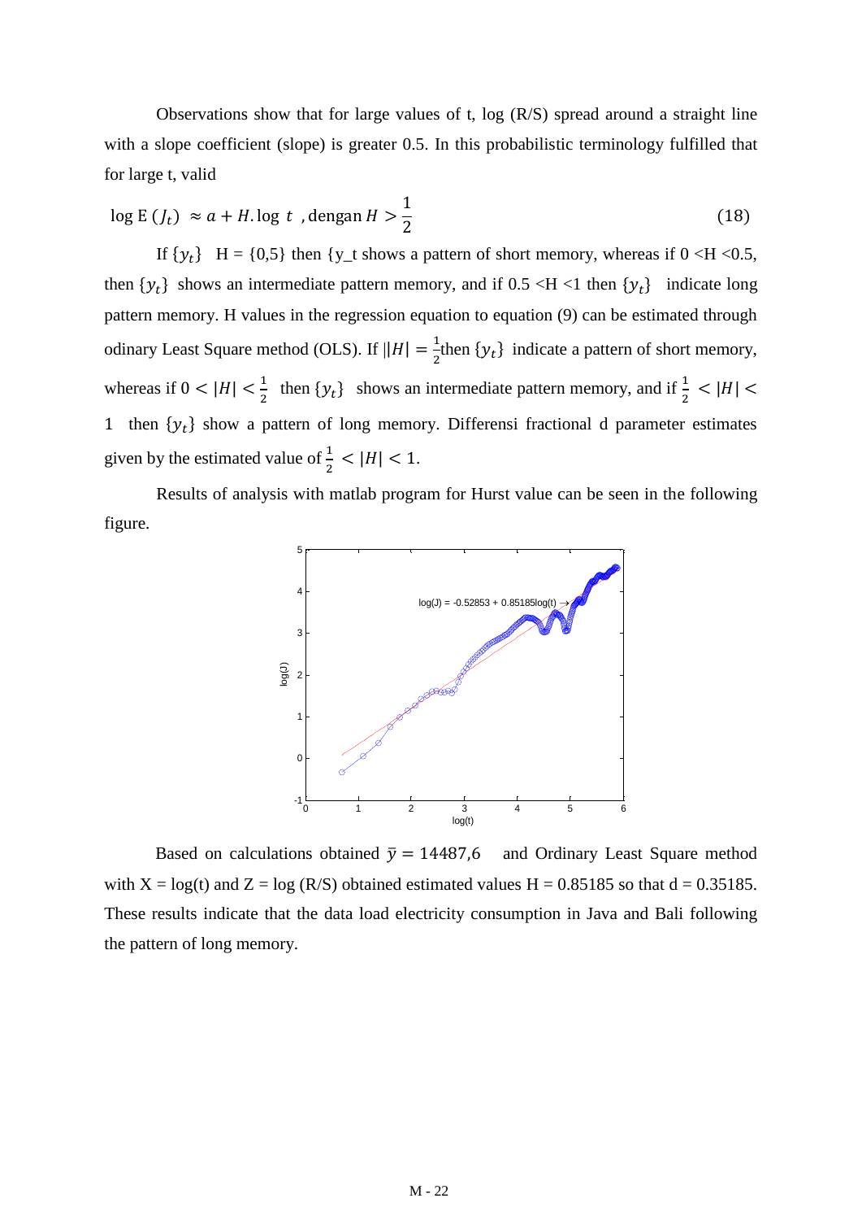Observations show that for large values of t, log (R/S) spread around a straight line with a slope coefficient (slope) is greater 0.5. In this probabilistic terminology fulfilled that for large t, valid

$$\log \mathrm{E}\,(J_t) \approx a + H.\log\, t \text{ , dengan } H > \frac{1}{2} \tag{18}$$

If $\{y_t\}$ H = {0,5} then {y_t shows a pattern of short memory, whereas if 0 <H <0.5, then $\{y_t\}$ shows an intermediate pattern memory, and if 0.5 <H <1 then $\{y_t\}$ indicate long pattern memory. H values in the regression equation to equation (9) can be estimated through odinary Least Square method (OLS). If $||H| = \frac{1}{2}$then $\{y_t\}$ indicate a pattern of short memory, whereas if $0 < |H| < \frac{1}{2}$ then $\{y_t\}$ shows an intermediate pattern memory, and if $\frac{1}{2} < |H| < 1$ then $\{y_t\}$ show a pattern of long memory. Differensi fractional d parameter estimates given by the estimated value of $\frac{1}{2} < |H| < 1$.

Results of analysis with matlab program for Hurst value can be seen in the following figure.

log(J) = -0.52853 + 0.85185log(t)

log(J)

log(t)

Based on calculations obtained $\bar{y} = 14487{,}6$ and Ordinary Least Square method with X = log(t) and Z = log (R/S) obtained estimated values H = 0.85185 so that d = 0.35185. These results indicate that the data load electricity consumption in Java and Bali following the pattern of long memory.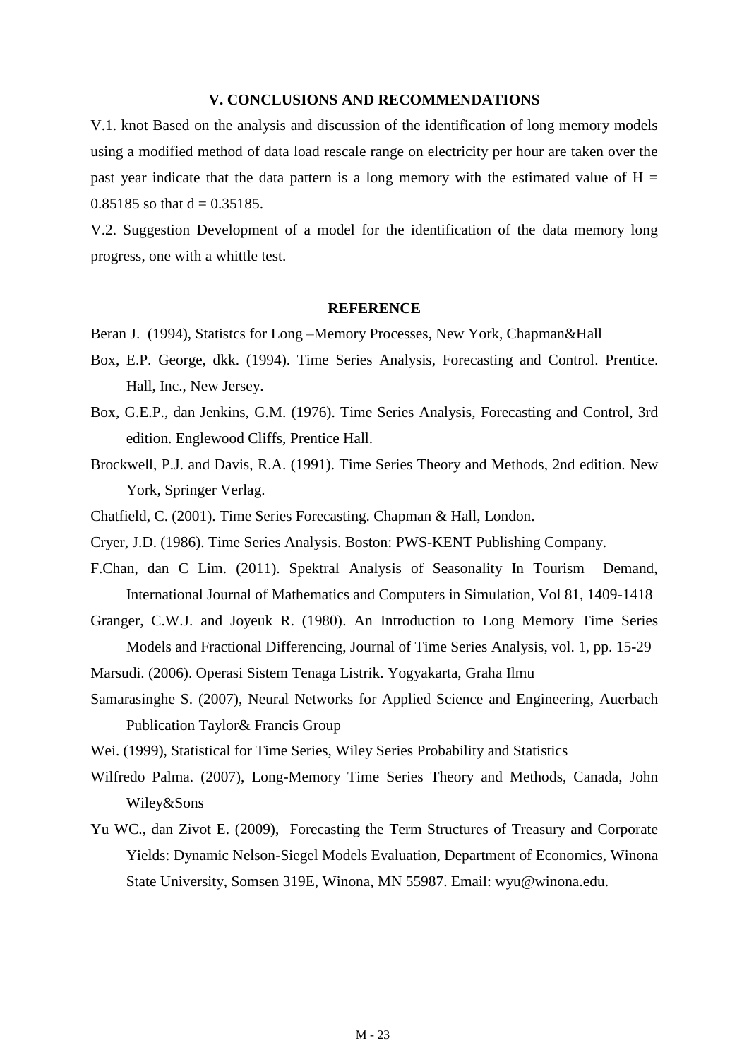## V. CONCLUSIONS AND RECOMMENDATIONS

V.1. knot Based on the analysis and discussion of the identification of long memory models using a modified method of data load rescale range on electricity per hour are taken over the past year indicate that the data pattern is a long memory with the estimated value of $H = 0.85185$ so that $d = 0.35185$.

V.2. Suggestion Development of a model for the identification of the data memory long progress, one with a whittle test.

## REFERENCE

Beran J. (1994), Statistcs for Long –Memory Processes, New York, Chapman&Hall

Box, E.P. George, dkk. (1994). Time Series Analysis, Forecasting and Control. Prentice. Hall, Inc., New Jersey.

Box, G.E.P., dan Jenkins, G.M. (1976). Time Series Analysis, Forecasting and Control, 3rd edition. Englewood Cliffs, Prentice Hall.

Brockwell, P.J. and Davis, R.A. (1991). Time Series Theory and Methods, 2nd edition. New York, Springer Verlag.

Chatfield, C. (2001). Time Series Forecasting. Chapman & Hall, London.

Cryer, J.D. (1986). Time Series Analysis. Boston: PWS-KENT Publishing Company.

F.Chan, dan C Lim. (2011). Spektral Analysis of Seasonality In Tourism Demand, International Journal of Mathematics and Computers in Simulation, Vol 81, 1409-1418

Granger, C.W.J. and Joyeuk R. (1980). An Introduction to Long Memory Time Series Models and Fractional Differencing, Journal of Time Series Analysis, vol. 1, pp. 15-29

Marsudi. (2006). Operasi Sistem Tenaga Listrik. Yogyakarta, Graha Ilmu

Samarasinghe S. (2007), Neural Networks for Applied Science and Engineering, Auerbach Publication Taylor& Francis Group

Wei. (1999), Statistical for Time Series, Wiley Series Probability and Statistics

Wilfredo Palma. (2007), Long-Memory Time Series Theory and Methods, Canada, John Wiley&Sons

Yu WC., dan Zivot E. (2009), Forecasting the Term Structures of Treasury and Corporate Yields: Dynamic Nelson-Siegel Models Evaluation, Department of Economics, Winona State University, Somsen 319E, Winona, MN 55987. Email: wyu@winona.edu.